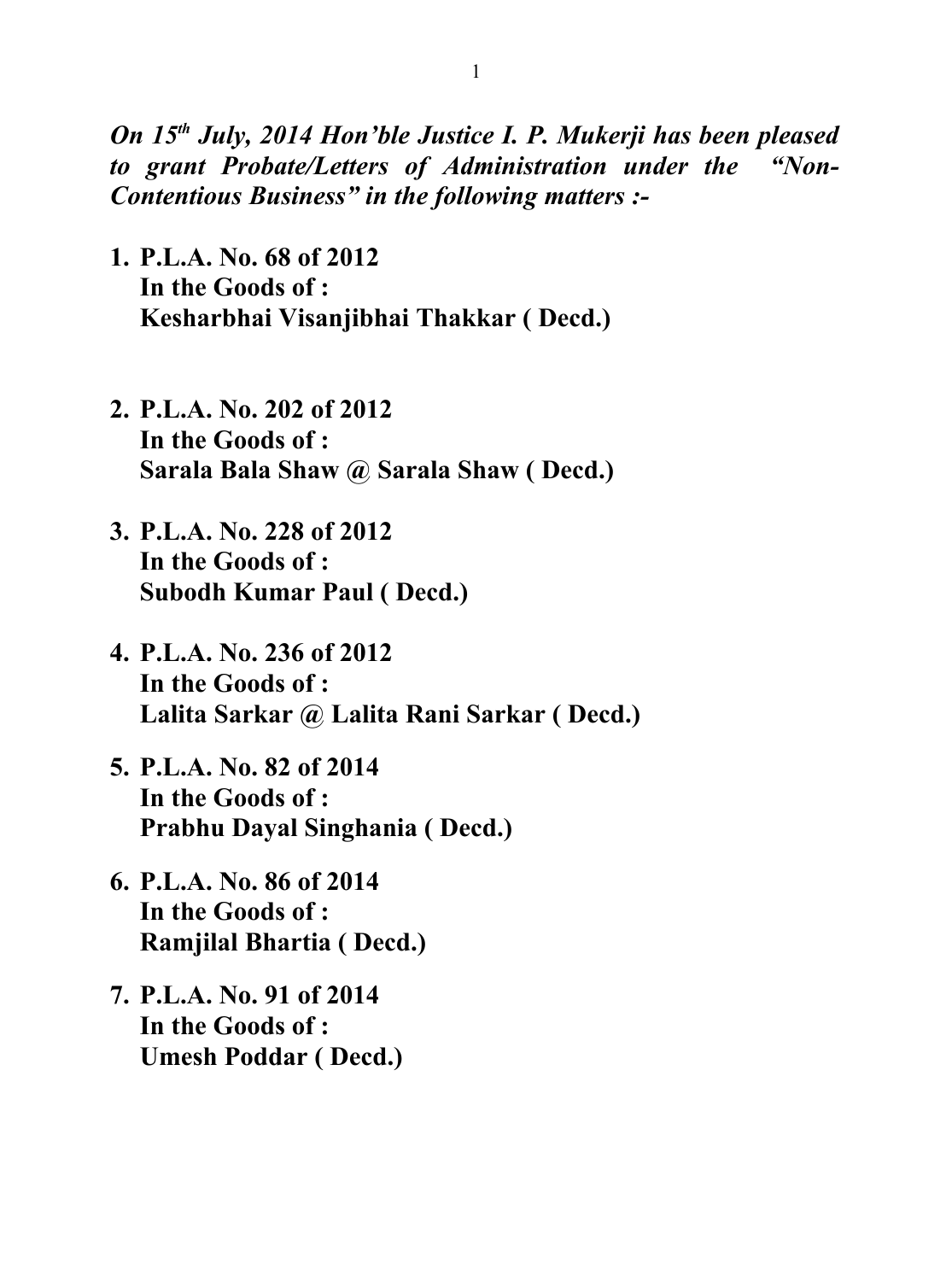***On 15th July, 2014 Hon'ble Justice I. P. Mukerji has been pleased to grant Probate/Letters of Administration under the "Non-Contentious Business" in the following matters :-***

1. **P.L.A. No. 68 of 2012**
   **In the Goods of :**
   **Kesharbhai Visanjibhai Thakkar ( Decd.)**

2. **P.L.A. No. 202 of 2012**
   **In the Goods of :**
   **Sarala Bala Shaw @ Sarala Shaw ( Decd.)**

3. **P.L.A. No. 228 of 2012**
   **In the Goods of :**
   **Subodh Kumar Paul ( Decd.)**

4. **P.L.A. No. 236 of 2012**
   **In the Goods of :**
   **Lalita Sarkar @ Lalita Rani Sarkar ( Decd.)**

5. **P.L.A. No. 82 of 2014**
   **In the Goods of :**
   **Prabhu Dayal Singhania ( Decd.)**

6. **P.L.A. No. 86 of 2014**
   **In the Goods of :**
   **Ramjilal Bhartia ( Decd.)**

7. **P.L.A. No. 91 of 2014**
   **In the Goods of :**
   **Umesh Poddar ( Decd.)**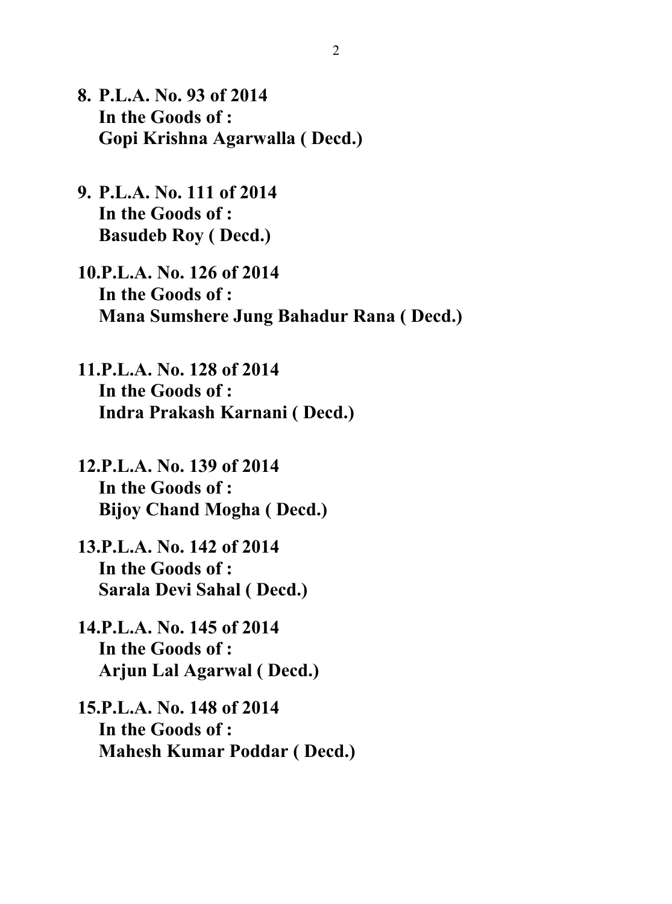8. **P.L.A. No. 93 of 2014**
   **In the Goods of :**
   **Gopi Krishna Agarwalla ( Decd.)**

9. **P.L.A. No. 111 of 2014**
   **In the Goods of :**
   **Basudeb Roy ( Decd.)**

10. **P.L.A. No. 126 of 2014**
    **In the Goods of :**
    **Mana Sumshere Jung Bahadur Rana ( Decd.)**

11. **P.L.A. No. 128 of 2014**
    **In the Goods of :**
    **Indra Prakash Karnani ( Decd.)**

12. **P.L.A. No. 139 of 2014**
    **In the Goods of :**
    **Bijoy Chand Mogha ( Decd.)**

13. **P.L.A. No. 142 of 2014**
    **In the Goods of :**
    **Sarala Devi Sahal ( Decd.)**

14. **P.L.A. No. 145 of 2014**
    **In the Goods of :**
    **Arjun Lal Agarwal ( Decd.)**

15. **P.L.A. No. 148 of 2014**
    **In the Goods of :**
    **Mahesh Kumar Poddar ( Decd.)**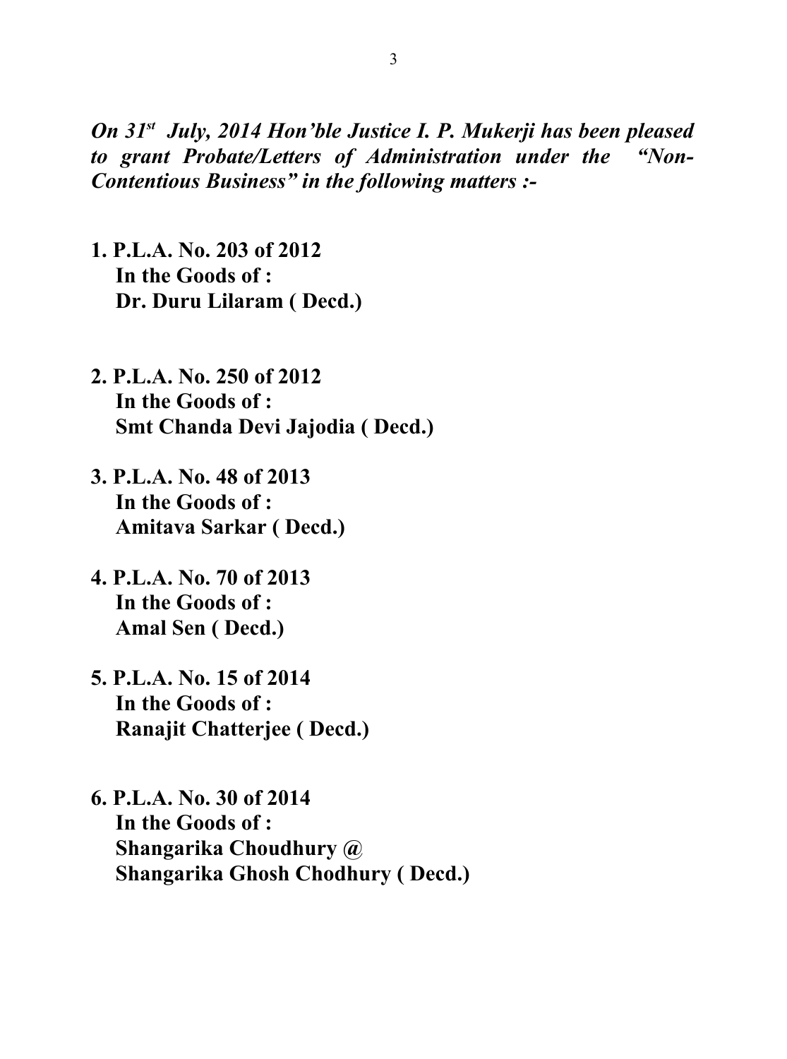***On 31[st] July, 2014 Hon'ble Justice I. P. Mukerji has been pleased to grant Probate/Letters of Administration under the "Non-Contentious Business" in the following matters :-***

1. **P.L.A. No. 203 of 2012**
   **In the Goods of :**
   **Dr. Duru Lilaram ( Decd.)**

2. **P.L.A. No. 250 of 2012**
   **In the Goods of :**
   **Smt Chanda Devi Jajodia ( Decd.)**

3. **P.L.A. No. 48 of 2013**
   **In the Goods of :**
   **Amitava Sarkar ( Decd.)**

4. **P.L.A. No. 70 of 2013**
   **In the Goods of :**
   **Amal Sen ( Decd.)**

5. **P.L.A. No. 15 of 2014**
   **In the Goods of :**
   **Ranajit Chatterjee ( Decd.)**

6. **P.L.A. No. 30 of 2014**
   **In the Goods of :**
   **Shangarika Choudhury @**
   **Shangarika Ghosh Chodhury ( Decd.)**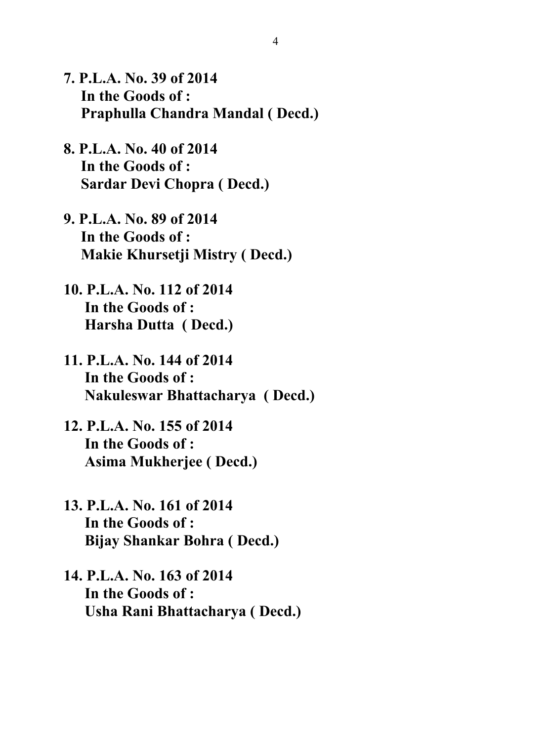**7. P.L.A. No. 39 of 2014**
**In the Goods of :**
**Praphulla Chandra Mandal ( Decd.)**

**8. P.L.A. No. 40 of 2014**
**In the Goods of :**
**Sardar Devi Chopra ( Decd.)**

**9. P.L.A. No. 89 of 2014**
**In the Goods of :**
**Makie Khursetji Mistry ( Decd.)**

**10. P.L.A. No. 112 of 2014**
**In the Goods of :**
**Harsha Dutta ( Decd.)**

**11. P.L.A. No. 144 of 2014**
**In the Goods of :**
**Nakuleswar Bhattacharya ( Decd.)**

**12. P.L.A. No. 155 of 2014**
**In the Goods of :**
**Asima Mukherjee ( Decd.)**

**13. P.L.A. No. 161 of 2014**
**In the Goods of :**
**Bijay Shankar Bohra ( Decd.)**

**14. P.L.A. No. 163 of 2014**
**In the Goods of :**
**Usha Rani Bhattacharya ( Decd.)**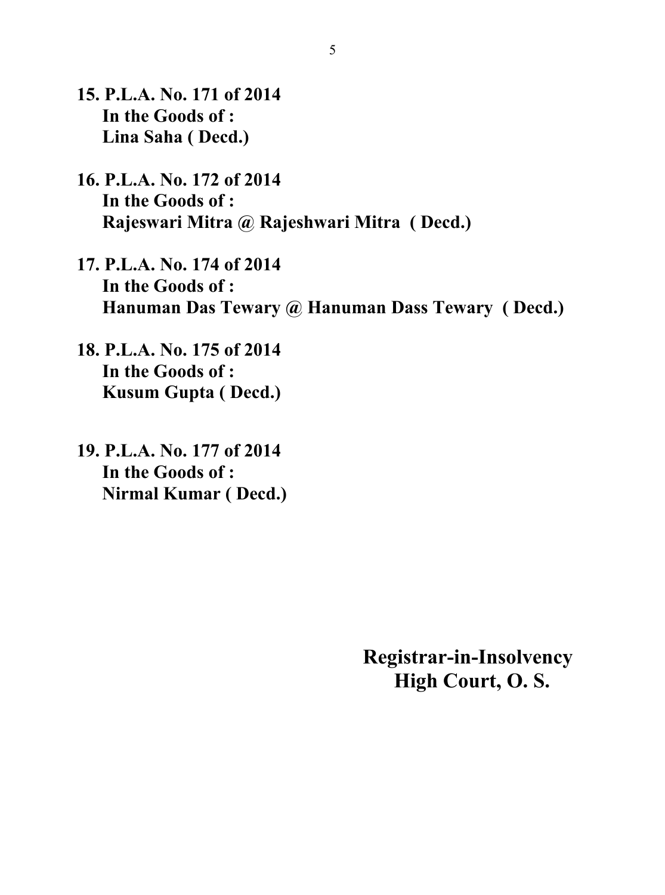**15. P.L.A. No. 171 of 2014**
**In the Goods of :**
**Lina Saha ( Decd.)**

**16. P.L.A. No. 172 of 2014**
**In the Goods of :**
**Rajeswari Mitra @ Rajeshwari Mitra ( Decd.)**

**17. P.L.A. No. 174 of 2014**
**In the Goods of :**
**Hanuman Das Tewary @ Hanuman Dass Tewary ( Decd.)**

**18. P.L.A. No. 175 of 2014**
**In the Goods of :**
**Kusum Gupta ( Decd.)**

**19. P.L.A. No. 177 of 2014**
**In the Goods of :**
**Nirmal Kumar ( Decd.)**

**Registrar-in-Insolvency**
**High Court, O. S.**